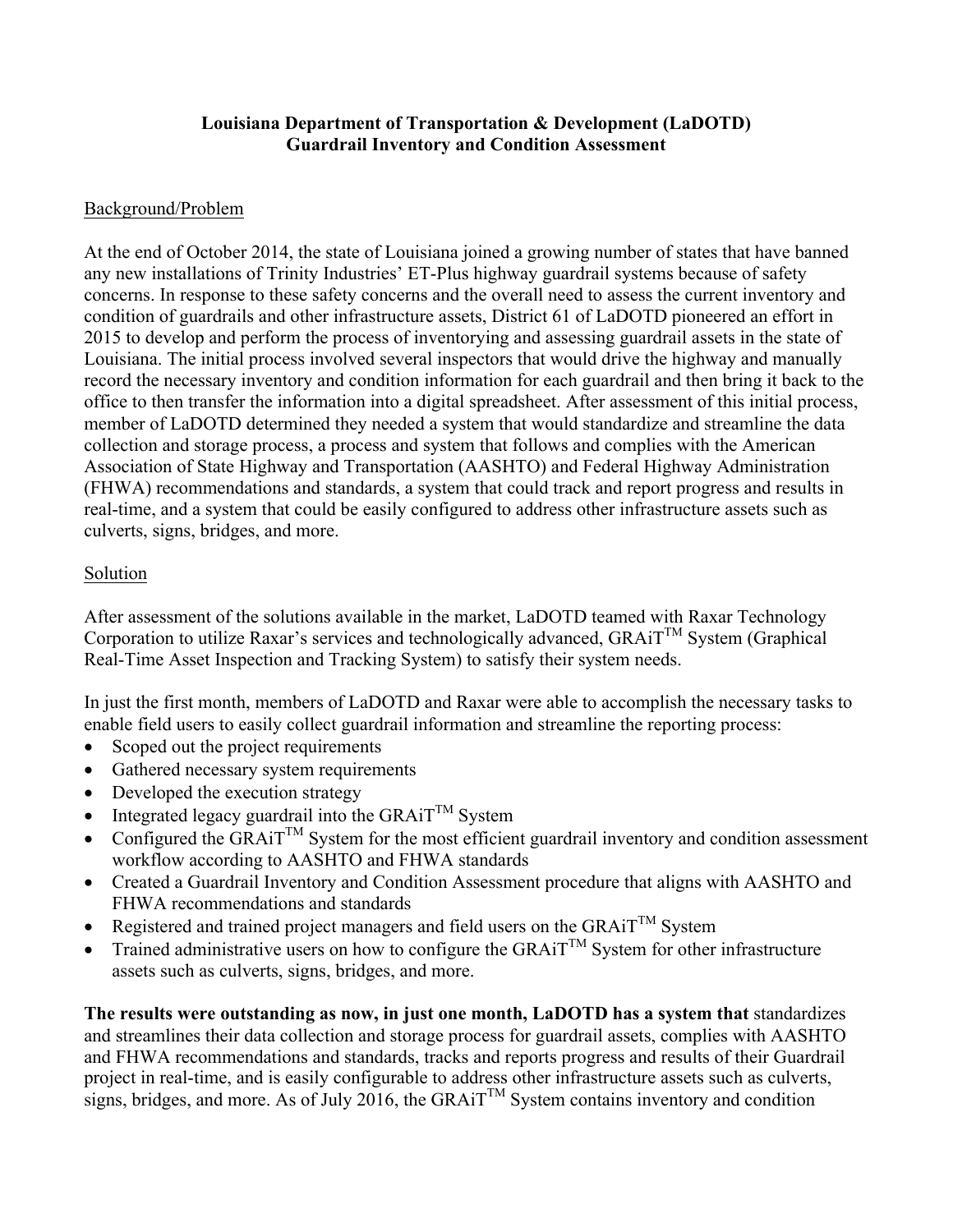**Louisiana Department of Transportation & Development (LaDOTD)**
**Guardrail Inventory and Condition Assessment**

Background/Problem

At the end of October 2014, the state of Louisiana joined a growing number of states that have banned any new installations of Trinity Industries' ET-Plus highway guardrail systems because of safety concerns. In response to these safety concerns and the overall need to assess the current inventory and condition of guardrails and other infrastructure assets, District 61 of LaDOTD pioneered an effort in 2015 to develop and perform the process of inventorying and assessing guardrail assets in the state of Louisiana. The initial process involved several inspectors that would drive the highway and manually record the necessary inventory and condition information for each guardrail and then bring it back to the office to then transfer the information into a digital spreadsheet. After assessment of this initial process, member of LaDOTD determined they needed a system that would standardize and streamline the data collection and storage process, a process and system that follows and complies with the American Association of State Highway and Transportation (AASHTO) and Federal Highway Administration (FHWA) recommendations and standards, a system that could track and report progress and results in real-time, and a system that could be easily configured to address other infrastructure assets such as culverts, signs, bridges, and more.

Solution

After assessment of the solutions available in the market, LaDOTD teamed with Raxar Technology Corporation to utilize Raxar's services and technologically advanced, GRAiT™ System (Graphical Real-Time Asset Inspection and Tracking System) to satisfy their system needs.

In just the first month, members of LaDOTD and Raxar were able to accomplish the necessary tasks to enable field users to easily collect guardrail information and streamline the reporting process:

- Scoped out the project requirements
- Gathered necessary system requirements
- Developed the execution strategy
- Integrated legacy guardrail into the GRAiT™ System
- Configured the GRAiT™ System for the most efficient guardrail inventory and condition assessment workflow according to AASHTO and FHWA standards
- Created a Guardrail Inventory and Condition Assessment procedure that aligns with AASHTO and FHWA recommendations and standards
- Registered and trained project managers and field users on the GRAiT™ System
- Trained administrative users on how to configure the GRAiT™ System for other infrastructure assets such as culverts, signs, bridges, and more.

**The results were outstanding as now, in just one month, LaDOTD has a system that** standardizes and streamlines their data collection and storage process for guardrail assets, complies with AASHTO and FHWA recommendations and standards, tracks and reports progress and results of their Guardrail project in real-time, and is easily configurable to address other infrastructure assets such as culverts, signs, bridges, and more. As of July 2016, the GRAiT™ System contains inventory and condition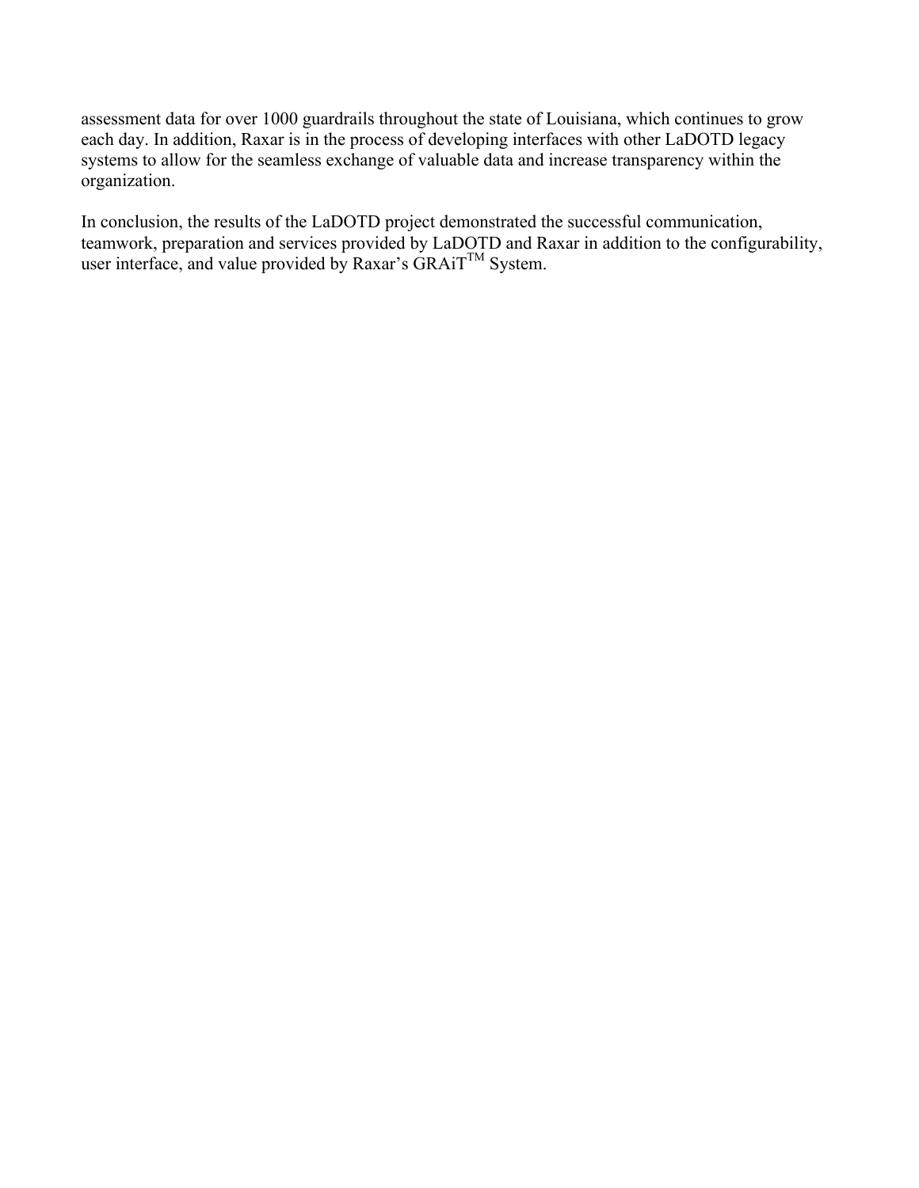assessment data for over 1000 guardrails throughout the state of Louisiana, which continues to grow each day. In addition, Raxar is in the process of developing interfaces with other LaDOTD legacy systems to allow for the seamless exchange of valuable data and increase transparency within the organization.

In conclusion, the results of the LaDOTD project demonstrated the successful communication, teamwork, preparation and services provided by LaDOTD and Raxar in addition to the configurability, user interface, and value provided by Raxar's GRAiT™ System.